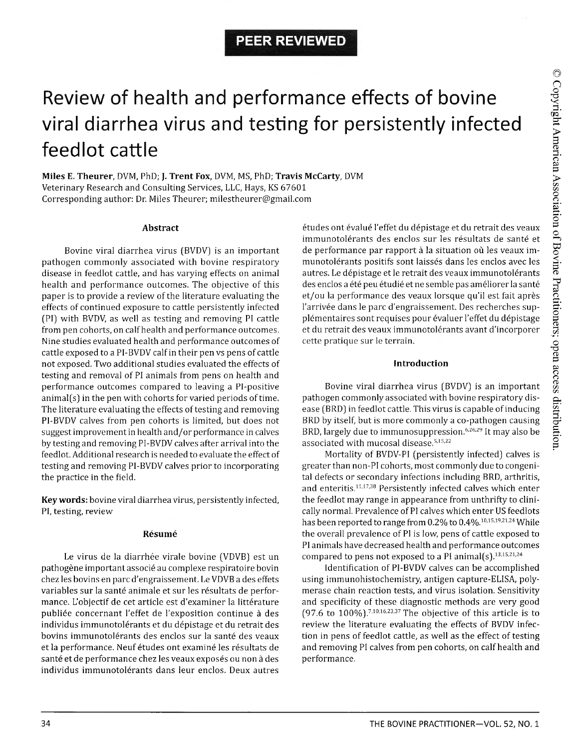PEER REVIEWED

# Review of health and performance effects of bovine viral diarrhea virus and testing for persistently infected feedlot cattle

**Miles E. Theurer**, DVM, PhD; **J. Trent Fox**, DVM, MS, PhD; **Travis McCarty**, DVM
Veterinary Research and Consulting Services, LLC, Hays, KS 67601
Corresponding author: Dr. Miles Theurer; milestheurer@gmail.com

### Abstract

Bovine viral diarrhea virus (BVDV) is an important pathogen commonly associated with bovine respiratory disease in feedlot cattle, and has varying effects on animal health and performance outcomes. The objective of this paper is to provide a review of the literature evaluating the effects of continued exposure to cattle persistently infected (PI) with BVDV, as well as testing and removing PI cattle from pen cohorts, on calf health and performance outcomes. Nine studies evaluated health and performance outcomes of cattle exposed to a PI-BVDV calf in their pen vs pens of cattle not exposed. Two additional studies evaluated the effects of testing and removal of PI animals from pens on health and performance outcomes compared to leaving a PI-positive animal(s) in the pen with cohorts for varied periods of time. The literature evaluating the effects of testing and removing PI-BVDV calves from pen cohorts is limited, but does not suggest improvement in health and/or performance in calves by testing and removing PI-BVDV calves after arrival into the feedlot. Additional research is needed to evaluate the effect of testing and removing PI-BVDV calves prior to incorporating the practice in the field.

**Key words:** bovine viral diarrhea virus, persistently infected, PI, testing, review

### Résumé

Le virus de la diarrhée virale bovine (VDVB) est un pathogène important associé au complexe respiratoire bovin chez les bovins en parc d'engraissement. Le VDVB a des effets variables sur la santé animale et sur les résultats de performance. L'objectif de cet article est d'examiner la littérature publiée concernant l'effet de l'exposition continue à des individus immunotolérants et du dépistage et du retrait des bovins immunotolérants des enclos sur la santé des veaux et la performance. Neuf études ont examiné les résultats de santé et de performance chez les veaux exposés ou non à des individus immunotolérants dans leur enclos. Deux autres études ont évalué l'effet du dépistage et du retrait des veaux immunotolérants des enclos sur les résultats de santé et de performance par rapport à la situation où les veaux immunotolérants positifs sont laissés dans les enclos avec les autres. Le dépistage et le retrait des veaux immunotolérants des enclos a été peu étudié et ne semble pas améliorer la santé et/ou la performance des veaux lorsque qu'il est fait après l'arrivée dans le parc d'engraissement. Des recherches supplémentaires sont requises pour évaluer l'effet du dépistage et du retrait des veaux immunotolérants avant d'incorporer cette pratique sur le terrain.

### Introduction

Bovine viral diarrhea virus (BVDV) is an important pathogen commonly associated with bovine respiratory disease (BRD) in feedlot cattle. This virus is capable of inducing BRD by itself, but is more commonly a co-pathogen causing BRD, largely due to immunosuppression.[6,26,29] It may also be associated with mucosal disease.[5,15,22]

Mortality of BVDV-PI (persistently infected) calves is greater than non-PI cohorts, most commonly due to congenital defects or secondary infections including BRD, arthritis, and enteritis.[11,17,38] Persistently infected calves which enter the feedlot may range in appearance from unthrifty to clinically normal. Prevalence of PI calves which enter US feedlots has been reported to range from 0.2% to 0.4%.[10,15,19,21,24] While the overall prevalence of PI is low, pens of cattle exposed to PI animals have decreased health and performance outcomes compared to pens not exposed to a PI animal(s).[13,15,21,24]

Identification of PI-BVDV calves can be accomplished using immunohistochemistry, antigen capture-ELISA, polymerase chain reaction tests, and virus isolation. Sensitivity and specificity of these diagnostic methods are very good (97.6 to 100%).[7,10,16,23,37] The objective of this article is to review the literature evaluating the effects of BVDV infection in pens of feedlot cattle, as well as the effect of testing and removing PI calves from pen cohorts, on calf health and performance.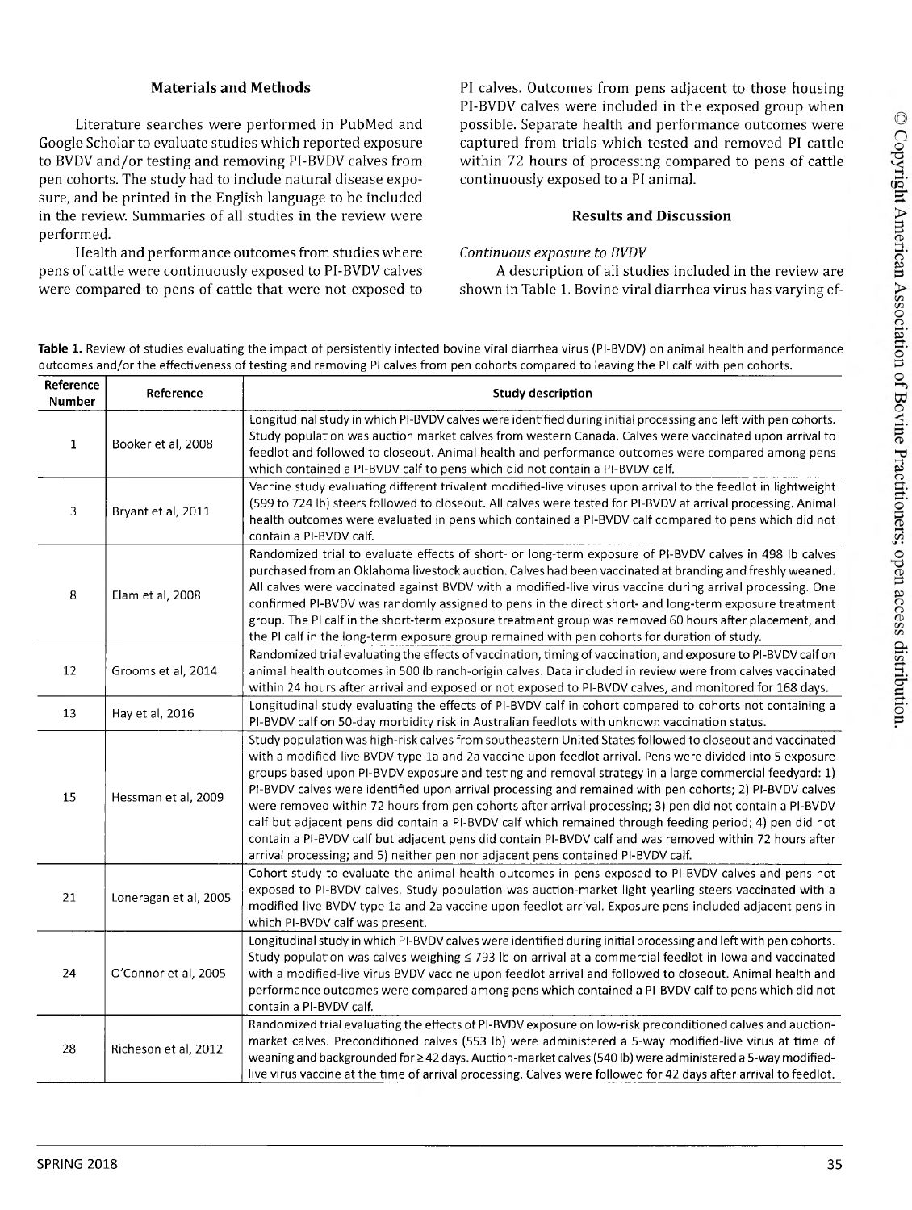## Materials and Methods

Literature searches were performed in PubMed and Google Scholar to evaluate studies which reported exposure to BVDV and/or testing and removing PI-BVDV calves from pen cohorts. The study had to include natural disease exposure, and be printed in the English language to be included in the review. Summaries of all studies in the review were performed.

Health and performance outcomes from studies where pens of cattle were continuously exposed to PI-BVDV calves were compared to pens of cattle that were not exposed to PI calves. Outcomes from pens adjacent to those housing PI-BVDV calves were included in the exposed group when possible. Separate health and performance outcomes were captured from trials which tested and removed PI cattle within 72 hours of processing compared to pens of cattle continuously exposed to a PI animal.

## Results and Discussion

*Continuous exposure to BVDV*

A description of all studies included in the review are shown in Table 1. Bovine viral diarrhea virus has varying ef-

**Table 1.** Review of studies evaluating the impact of persistently infected bovine viral diarrhea virus (PI-BVDV) on animal health and performance outcomes and/or the effectiveness of testing and removing PI calves from pen cohorts compared to leaving the PI calf with pen cohorts.

| Reference Number | Reference | Study description |
|---|---|---|
| 1 | Booker et al, 2008 | Longitudinal study in which PI-BVDV calves were identified during initial processing and left with pen cohorts. Study population was auction market calves from western Canada. Calves were vaccinated upon arrival to feedlot and followed to closeout. Animal health and performance outcomes were compared among pens which contained a PI-BVDV calf to pens which did not contain a PI-BVDV calf. |
| 3 | Bryant et al, 2011 | Vaccine study evaluating different trivalent modified-live viruses upon arrival to the feedlot in lightweight (599 to 724 lb) steers followed to closeout. All calves were tested for PI-BVDV at arrival processing. Animal health outcomes were evaluated in pens which contained a PI-BVDV calf compared to pens which did not contain a PI-BVDV calf. |
| 8 | Elam et al, 2008 | Randomized trial to evaluate effects of short- or long-term exposure of PI-BVDV calves in 498 lb calves purchased from an Oklahoma livestock auction. Calves had been vaccinated at branding and freshly weaned. All calves were vaccinated against BVDV with a modified-live virus vaccine during arrival processing. One confirmed PI-BVDV was randomly assigned to pens in the direct short- and long-term exposure treatment group. The PI calf in the short-term exposure treatment group was removed 60 hours after placement, and the PI calf in the long-term exposure group remained with pen cohorts for duration of study. |
| 12 | Grooms et al, 2014 | Randomized trial evaluating the effects of vaccination, timing of vaccination, and exposure to PI-BVDV calf on animal health outcomes in 500 lb ranch-origin calves. Data included in review were from calves vaccinated within 24 hours after arrival and exposed or not exposed to PI-BVDV calves, and monitored for 168 days. |
| 13 | Hay et al, 2016 | Longitudinal study evaluating the effects of PI-BVDV calf in cohort compared to cohorts not containing a PI-BVDV calf on 50-day morbidity risk in Australian feedlots with unknown vaccination status. |
| 15 | Hessman et al, 2009 | Study population was high-risk calves from southeastern United States followed to closeout and vaccinated with a modified-live BVDV type 1a and 2a vaccine upon feedlot arrival. Pens were divided into 5 exposure groups based upon PI-BVDV exposure and testing and removal strategy in a large commercial feedyard: 1) PI-BVDV calves were identified upon arrival processing and remained with pen cohorts; 2) PI-BVDV calves were removed within 72 hours from pen cohorts after arrival processing; 3) pen did not contain a PI-BVDV calf but adjacent pens did contain a PI-BVDV calf which remained through feeding period; 4) pen did not contain a PI-BVDV calf but adjacent pens did contain PI-BVDV calf and was removed within 72 hours after arrival processing; and 5) neither pen nor adjacent pens contained PI-BVDV calf. |
| 21 | Loneragan et al, 2005 | Cohort study to evaluate the animal health outcomes in pens exposed to PI-BVDV calves and pens not exposed to PI-BVDV calves. Study population was auction-market light yearling steers vaccinated with a modified-live BVDV type 1a and 2a vaccine upon feedlot arrival. Exposure pens included adjacent pens in which PI-BVDV calf was present. |
| 24 | O'Connor et al, 2005 | Longitudinal study in which PI-BVDV calves were identified during initial processing and left with pen cohorts. Study population was calves weighing ≤ 793 lb on arrival at a commercial feedlot in Iowa and vaccinated with a modified-live virus BVDV vaccine upon feedlot arrival and followed to closeout. Animal health and performance outcomes were compared among pens which contained a PI-BVDV calf to pens which did not contain a PI-BVDV calf. |
| 28 | Richeson et al, 2012 | Randomized trial evaluating the effects of PI-BVDV exposure on low-risk preconditioned calves and auction-market calves. Preconditioned calves (553 lb) were administered a 5-way modified-live virus at time of weaning and backgrounded for ≥ 42 days. Auction-market calves (540 lb) were administered a 5-way modified-live virus vaccine at the time of arrival processing. Calves were followed for 42 days after arrival to feedlot. |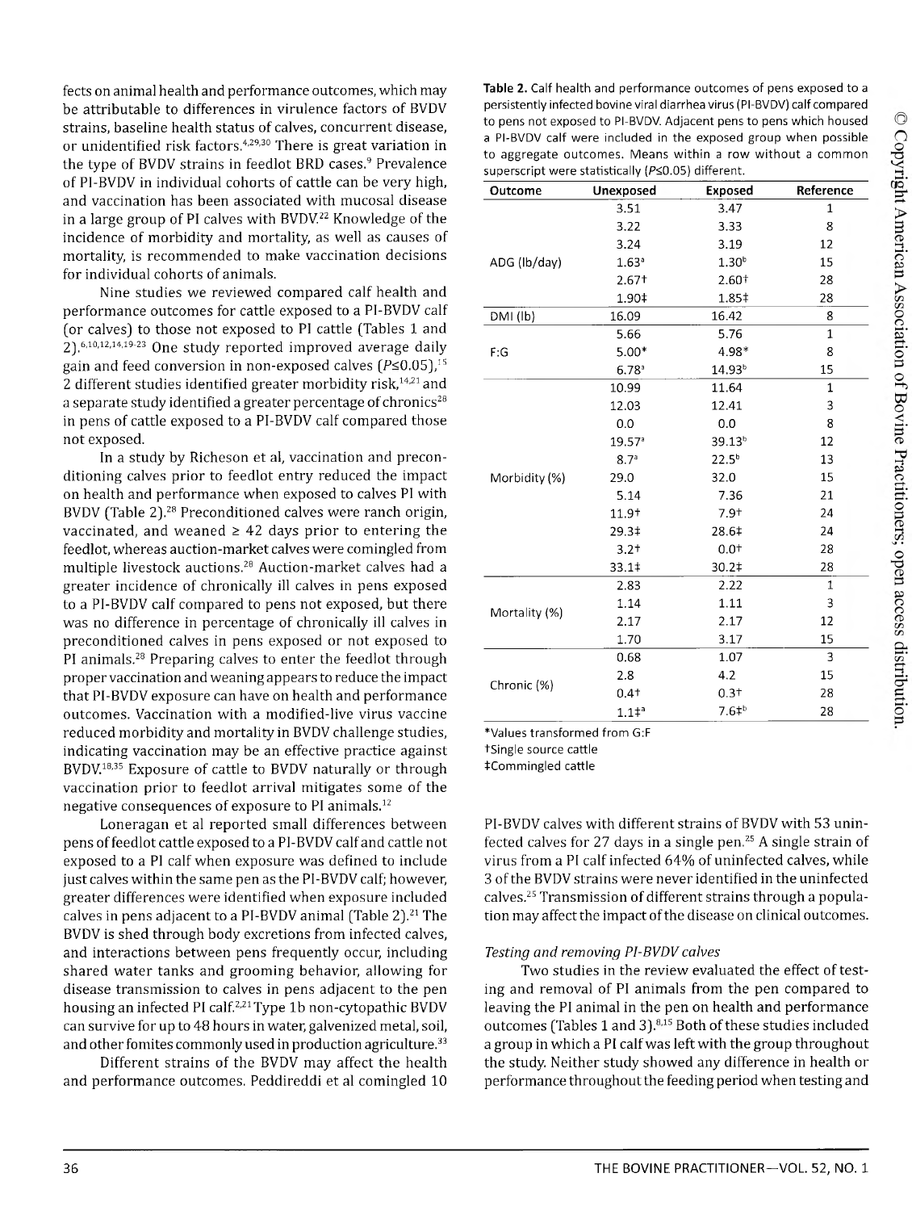fects on animal health and performance outcomes, which may be attributable to differences in virulence factors of BVDV strains, baseline health status of calves, concurrent disease, or unidentified risk factors.[4,29,30] There is great variation in the type of BVDV strains in feedlot BRD cases.[9] Prevalence of PI-BVDV in individual cohorts of cattle can be very high, and vaccination has been associated with mucosal disease in a large group of PI calves with BVDV.[22] Knowledge of the incidence of morbidity and mortality, as well as causes of mortality, is recommended to make vaccination decisions for individual cohorts of animals.

Nine studies we reviewed compared calf health and performance outcomes for cattle exposed to a PI-BVDV calf (or calves) to those not exposed to PI cattle (Tables 1 and 2).[6,10,12,14,19-23] One study reported improved average daily gain and feed conversion in non-exposed calves ($P \leq 0.05$),[15] 2 different studies identified greater morbidity risk,[14,21] and a separate study identified a greater percentage of chronics[28] in pens of cattle exposed to a PI-BVDV calf compared those not exposed.

In a study by Richeson et al, vaccination and preconditioning calves prior to feedlot entry reduced the impact on health and performance when exposed to calves PI with BVDV (Table 2).[28] Preconditioned calves were ranch origin, vaccinated, and weaned ≥ 42 days prior to entering the feedlot, whereas auction-market calves were comingled from multiple livestock auctions.[28] Auction-market calves had a greater incidence of chronically ill calves in pens exposed to a PI-BVDV calf compared to pens not exposed, but there was no difference in percentage of chronically ill calves in preconditioned calves in pens exposed or not exposed to PI animals.[28] Preparing calves to enter the feedlot through proper vaccination and weaning appears to reduce the impact that PI-BVDV exposure can have on health and performance outcomes. Vaccination with a modified-live virus vaccine reduced morbidity and mortality in BVDV challenge studies, indicating vaccination may be an effective practice against BVDV.[18,35] Exposure of cattle to BVDV naturally or through vaccination prior to feedlot arrival mitigates some of the negative consequences of exposure to PI animals.[12]

Loneragan et al reported small differences between pens of feedlot cattle exposed to a PI-BVDV calf and cattle not exposed to a PI calf when exposure was defined to include just calves within the same pen as the PI-BVDV calf; however, greater differences were identified when exposure included calves in pens adjacent to a PI-BVDV animal (Table 2).[21] The BVDV is shed through body excretions from infected calves, and interactions between pens frequently occur, including shared water tanks and grooming behavior, allowing for disease transmission to calves in pens adjacent to the pen housing an infected PI calf.[2,21] Type 1b non-cytopathic BVDV can survive for up to 48 hours in water, galvenized metal, soil, and other fomites commonly used in production agriculture.[33]

Different strains of the BVDV may affect the health and performance outcomes. Peddireddi et al comingled 10 PI-BVDV calves with different strains of BVDV with 53 uninfected calves for 27 days in a single pen.[25] A single strain of virus from a PI calf infected 64% of uninfected calves, while 3 of the BVDV strains were never identified in the uninfected calves.[25] Transmission of different strains through a population may affect the impact of the disease on clinical outcomes.

**Table 2.** Calf health and performance outcomes of pens exposed to a persistently infected bovine viral diarrhea virus (PI-BVDV) calf compared to pens not exposed to PI-BVDV. Adjacent pens to pens which housed a PI-BVDV calf were included in the exposed group when possible to aggregate outcomes. Means within a row without a common superscript were statistically ($P \leq 0.05$) different.

| Outcome | Unexposed | Exposed | Reference |
|---|---|---|---|
| ADG (lb/day) | 3.51 | 3.47 | 1 |
| | 3.22 | 3.33 | 8 |
| | 3.24 | 3.19 | 12 |
| | 1.63[a] | 1.30[b] | 15 |
| | 2.67† | 2.60† | 28 |
| | 1.90‡ | 1.85‡ | 28 |
| DMI (lb) | 16.09 | 16.42 | 8 |
| F:G | 5.66 | 5.76 | 1 |
| | 5.00* | 4.98* | 8 |
| | 6.78[a] | 14.93[b] | 15 |
| Morbidity (%) | 10.99 | 11.64 | 1 |
| | 12.03 | 12.41 | 3 |
| | 0.0 | 0.0 | 8 |
| | 19.57[a] | 39.13[b] | 12 |
| | 8.7[a] | 22.5[b] | 13 |
| | 29.0 | 32.0 | 15 |
| | 5.14 | 7.36 | 21 |
| | 11.9† | 7.9† | 24 |
| | 29.3‡ | 28.6‡ | 24 |
| | 3.2† | 0.0† | 28 |
| | 33.1‡ | 30.2‡ | 28 |
| Mortality (%) | 2.83 | 2.22 | 1 |
| | 1.14 | 1.11 | 3 |
| | 2.17 | 2.17 | 12 |
| | 1.70 | 3.17 | 15 |
| Chronic (%) | 0.68 | 1.07 | 3 |
| | 2.8 | 4.2 | 15 |
| | 0.4† | 0.3† | 28 |
| | 1.1‡[a] | 7.6‡[b] | 28 |

*Values transformed from G:F
†Single source cattle
‡Commingled cattle

### *Testing and removing PI-BVDV calves*

Two studies in the review evaluated the effect of testing and removal of PI animals from the pen compared to leaving the PI animal in the pen on health and performance outcomes (Tables 1 and 3).[8,15] Both of these studies included a group in which a PI calf was left with the group throughout the study. Neither study showed any difference in health or performance throughout the feeding period when testing and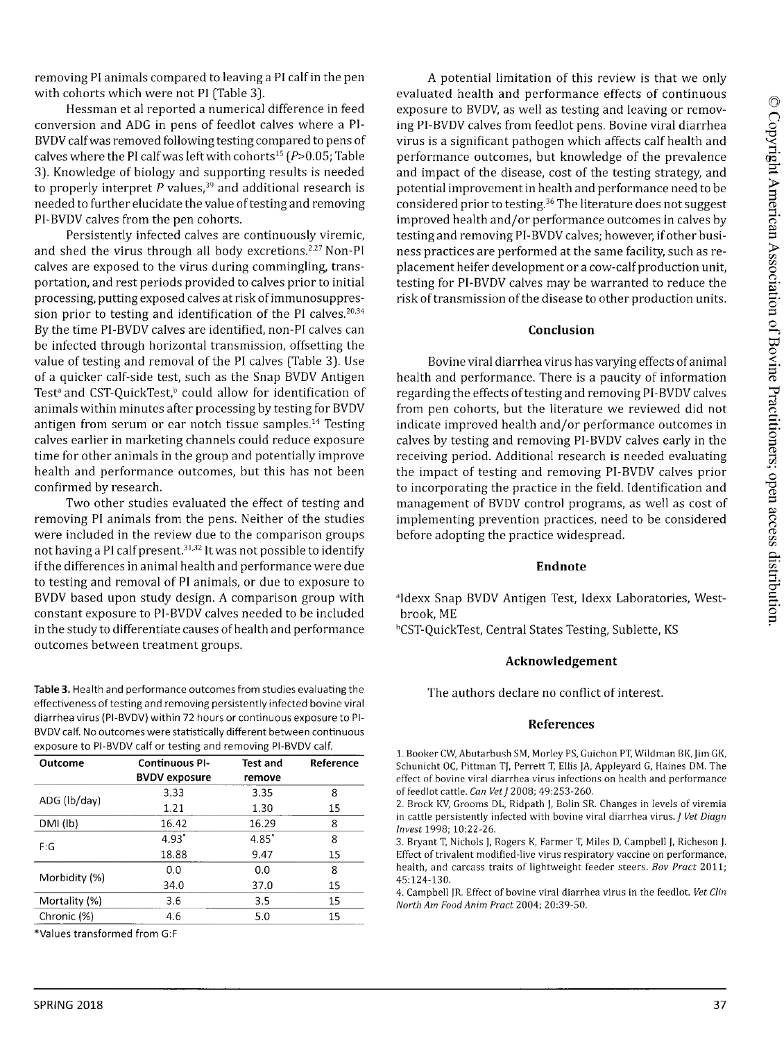removing PI animals compared to leaving a PI calf in the pen with cohorts which were not PI (Table 3).

Hessman et al reported a numerical difference in feed conversion and ADG in pens of feedlot calves where a PI-BVDV calf was removed following testing compared to pens of calves where the PI calf was left with cohorts[15] ($P>0.05$; Table 3). Knowledge of biology and supporting results is needed to properly interpret $P$ values,[39] and additional research is needed to further elucidate the value of testing and removing PI-BVDV calves from the pen cohorts.

Persistently infected calves are continuously viremic, and shed the virus through all body excretions.[2,27] Non-PI calves are exposed to the virus during commingling, transportation, and rest periods provided to calves prior to initial processing, putting exposed calves at risk of immunosuppression prior to testing and identification of the PI calves.[20,34] By the time PI-BVDV calves are identified, non-PI calves can be infected through horizontal transmission, offsetting the value of testing and removal of the PI calves (Table 3). Use of a quicker calf-side test, such as the Snap BVDV Antigen Test[a] and CST-QuickTest,[b] could allow for identification of animals within minutes after processing by testing for BVDV antigen from serum or ear notch tissue samples.[14] Testing calves earlier in marketing channels could reduce exposure time for other animals in the group and potentially improve health and performance outcomes, but this has not been confirmed by research.

Two other studies evaluated the effect of testing and removing PI animals from the pens. Neither of the studies were included in the review due to the comparison groups not having a PI calf present.[31,32] It was not possible to identify if the differences in animal health and performance were due to testing and removal of PI animals, or due to exposure to BVDV based upon study design. A comparison group with constant exposure to PI-BVDV calves needed to be included in the study to differentiate causes of health and performance outcomes between treatment groups.

**Table 3.** Health and performance outcomes from studies evaluating the effectiveness of testing and removing persistently infected bovine viral diarrhea virus (PI-BVDV) within 72 hours or continuous exposure to PI-BVDV calf. No outcomes were statistically different between continuous exposure to PI-BVDV calf or testing and removing PI-BVDV calf.

| Outcome | Continuous PI-BVDV exposure | Test and remove | Reference |
|---|---|---|---|
| ADG (lb/day) | 3.33 | 3.35 | 8 |
| | 1.21 | 1.30 | 15 |
| DMI (lb) | 16.42 | 16.29 | 8 |
| F:G | 4.93* | 4.85* | 8 |
| | 18.88 | 9.47 | 15 |
| Morbidity (%) | 0.0 | 0.0 | 8 |
| | 34.0 | 37.0 | 15 |
| Mortality (%) | 3.6 | 3.5 | 15 |
| Chronic (%) | 4.6 | 5.0 | 15 |

*Values transformed from G:F

A potential limitation of this review is that we only evaluated health and performance effects of continuous exposure to BVDV, as well as testing and leaving or removing PI-BVDV calves from feedlot pens. Bovine viral diarrhea virus is a significant pathogen which affects calf health and performance outcomes, but knowledge of the prevalence and impact of the disease, cost of the testing strategy, and potential improvement in health and performance need to be considered prior to testing.[36] The literature does not suggest improved health and/or performance outcomes in calves by testing and removing PI-BVDV calves; however, if other business practices are performed at the same facility, such as replacement heifer development or a cow-calf production unit, testing for PI-BVDV calves may be warranted to reduce the risk of transmission of the disease to other production units.

## Conclusion

Bovine viral diarrhea virus has varying effects of animal health and performance. There is a paucity of information regarding the effects of testing and removing PI-BVDV calves from pen cohorts, but the literature we reviewed did not indicate improved health and/or performance outcomes in calves by testing and removing PI-BVDV calves early in the receiving period. Additional research is needed evaluating the impact of testing and removing PI-BVDV calves prior to incorporating the practice in the field. Identification and management of BVDV control programs, as well as cost of implementing prevention practices, need to be considered before adopting the practice widespread.

## Endnote

[a]Idexx Snap BVDV Antigen Test, Idexx Laboratories, Westbrook, ME

[b]CST-QuickTest, Central States Testing, Sublette, KS

## Acknowledgement

The authors declare no conflict of interest.

## References

1. Booker CW, Abutarbush SM, Morley PS, Guichon PT, Wildman BK, Jim GK, Schunicht OC, Pittman TJ, Perrett T, Ellis JA, Appleyard G, Haines DM. The effect of bovine viral diarrhea virus infections on health and performance of feedlot cattle. *Can Vet J* 2008; 49:253-260.

2. Brock KV, Grooms DL, Ridpath J, Bolin SR. Changes in levels of viremia in cattle persistently infected with bovine viral diarrhea virus. *J Vet Diagn Invest* 1998; 10:22-26.

3. Bryant T, Nichols J, Rogers K, Farmer T, Miles D, Campbell J, Richeson J. Effect of trivalent modified-live virus respiratory vaccine on performance, health, and carcass traits of lightweight feeder steers. *Bov Pract* 2011; 45:124-130.

4. Campbell JR. Effect of bovine viral diarrhea virus in the feedlot. *Vet Clin North Am Food Anim Pract* 2004; 20:39-50.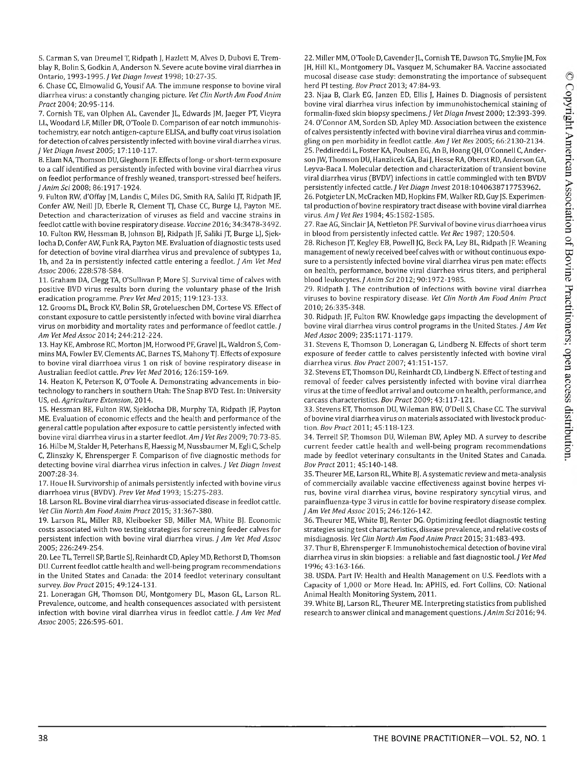5. Carman S, van Dreumel T, Ridpath J, Hazlett M, Alves D, Dubovi E, Tremblay R, Bolin S, Godkin A, Anderson N. Severe acute bovine viral diarrhea in Ontario, 1993-1995. *J Vet Diagn Invest* 1998; 10:27-35.

6. Chase CC, Elmowalid G, Yousif AA. The immune response to bovine viral diarrhea virus: a constantly changing picture. *Vet Clin North Am Food Anim Pract* 2004; 20:95-114.

7. Cornish TE, van Olphen AL, Cavender JL, Edwards JM, Jaeger PT, Vieyra LL, Woodard LF, Miller DR, O'Toole D. Comparison of ear notch immunohistochemistry, ear notch antigen-capture ELISA, and buffy coat virus isolation for detection of calves persistently infected with bovine viral diarrhea virus. *J Vet Diagn Invest* 2005; 17:110-117.

8. Elam NA, Thomson DU, Gleghorn JF. Effects of long- or short-term exposure to a calf identified as persistently infected with bovine viral diarrhea virus on feedlot performance of freshly weaned, transport-stressed beef heifers. *J Anim Sci* 2008; 86:1917-1924.

9. Fulton RW, d'Offay JM, Landis C, Miles DG, Smith RA, Saliki JT, Ridpath JF, Confer AW, Neill JD, Eberle R, Clement TJ, Chase CC, Burge LJ, Payton ME. Detection and characterization of viruses as field and vaccine strains in feedlot cattle with bovine respiratory disease. *Vaccine* 2016; 34:3478-3492.

10. Fulton RW, Hessman B, Johnson BJ, Ridpath JF, Saliki JT, Burge LJ, Sjeklocha D, Confer AW, Funk RA, Payton ME. Evaluation of diagnostic tests used for detection of bovine viral diarrhea virus and prevalence of subtypes 1a, 1b, and 2a in persistently infected cattle entering a feedlot. *J Am Vet Med Assoc* 2006; 228:578-584.

11. Graham DA, Clegg TA, O'Sullivan P, More SJ. Survival time of calves with positive BVD virus results born during the voluntary phase of the Irish eradication programme. *Prev Vet Med* 2015; 119:123-133.

12. Grooms DL, Brock KV, Bolin SR, Grotelueschen DM, Cortese VS. Effect of constant exposure to cattle persistently infected with bovine viral diarrhea virus on morbidity and mortality rates and performance of feedlot cattle. *J Am Vet Med Assoc* 2014; 244:212-224.

13. Hay KE, Ambrose RC, Morton JM, Horwood PF, Gravel JL, Waldron S, Commins MA, Fowler EV, Clements AC, Barnes TS, Mahony TJ. Effects of exposure to bovine viral diarrhoea virus 1 on risk of bovine respiratory disease in Australian feedlot cattle. *Prev Vet Med* 2016; 126:159-169.

14. Heaton K, Peterson K, O'Toole A. Demonstrating advancements in biotechnology to ranchers in southern Utah: The Snap BVD Test. In: University US, ed. *Agriculture Extension*, 2014.

15. Hessman BE, Fulton RW, Sjeklocha DB, Murphy TA, Ridpath JF, Payton ME. Evaluation of economic effects and the health and performance of the general cattle population after exposure to cattle persistently infected with bovine viral diarrhea virus in a starter feedlot. *Am J Vet Res* 2009; 70:73-85.

16. Hilbe M, Stalder H, Peterhans E, Haessig M, Nussbaumer M, Egli C, Schelp C, Zlinszky K, Ehrensperger F. Comparison of five diagnostic methods for detecting bovine viral diarrhea virus infection in calves. *J Vet Diagn Invest* 2007:28-34.

17. Houe H. Survivorship of animals persistently infected with bovine virus diarrhoea virus (BVDV). *Prev Vet Med* 1993; 15:275-283.

18. Larson RL. Bovine viral diarrhea virus-associated disease in feedlot cattle. *Vet Clin North Am Food Anim Pract* 2015; 31:367-380.

19. Larson RL, Miller RB, Kleiboeker SB, Miller MA, White BJ. Economic costs associated with two testing strategies for screening feeder calves for persistent infection with bovine viral diarrhea virus. *J Am Vet Med Assoc* 2005; 226:249-254.

20. Lee TL, Terrell SP, Bartle SJ, Reinhardt CD, Apley MD, Rethorst D, Thomson DU. Current feedlot cattle health and well-being program recommendations in the United States and Canada: the 2014 feedlot veterinary consultant survey. *Bov Pract* 2015; 49:124-131.

21. Loneragan GH, Thomson DU, Montgomery DL, Mason GL, Larson RL. Prevalence, outcome, and health consequences associated with persistent infection with bovine viral diarrhea virus in feedlot cattle. *J Am Vet Med Assoc* 2005; 226:595-601.

22. Miller MM, O'Toole D, Cavender JL, Cornish TE, Dawson TG, Smylie JM, Fox JH, Hill KL, Montgomery DL, Vasquez M, Schumaker BA. Vaccine associated mucosal disease case study: demonstrating the importance of subsequent herd PI testing. *Bov Pract* 2013; 47:84-93.

23. Njaa B, Clark EG, Janzen ED, Ellis J, Haines D. Diagnosis of persistent bovine viral diarrhea virus infection by immunohistochemical staining of formalin-fixed skin biopsy specimens. *J Vet Diagn Invest* 2000; 12:393-399.

24. O'Connor AM, Sorden SD, Apley MD. Association between the existence of calves persistently infected with bovine viral diarrhea virus and commingling on pen morbidity in feedlot cattle. *Am J Vet Res* 2005; 66:2130-2134.

25. Peddireddi L, Foster KA, Poulsen EG, An B, Hoang QH, O'Connell C, Anderson JW, Thomson DU, Hanzlicek GA, Bai J, Hesse RA, Oberst RD, Anderson GA, Leyva-Baca I. Molecular detection and characterization of transient bovine viral diarrhea virus (BVDV) infections in cattle commingled with ten BVDV persistently infected cattle. *J Vet Diagn Invest* 2018:1040638717753962.

26. Potgieter LN, McCracken MD, Hopkins FM, Walker RD, Guy JS. Experimental production of bovine respiratory tract disease with bovine viral diarrhea virus. *Am J Vet Res* 1984; 45:1582-1585.

27. Rae AG, Sinclair JA, Nettleton PF. Survival of bovine virus diarrhoea virus in blood from persistently infected cattle. *Vet Rec* 1987; 120:504.

28. Richeson JT, Kegley EB, Powell JG, Beck PA, Ley BL, Ridpath JF. Weaning management of newly received beef calves with or without continuous exposure to a persistently infected bovine viral diarrhea virus pen mate: effects on health, performance, bovine viral diarrhea virus titers, and peripheral blood leukocytes. *J Anim Sci* 2012; 90:1972-1985.

29. Ridpath J. The contribution of infections with bovine viral diarrhea viruses to bovine respiratory disease. *Vet Clin North Am Food Anim Pract* 2010; 26:335-348.

30. Ridpath JF, Fulton RW. Knowledge gaps impacting the development of bovine viral diarrhea virus control programs in the United States. *J Am Vet Med Assoc* 2009; 235:1171-1179.

31. Stevens E, Thomson D, Loneragan G, Lindberg N. Effects of short term exposure of feeder cattle to calves persistently infected with bovine viral diarrhea virus. *Bov Pract* 2007; 41:151-157.

32. Stevens ET, Thomson DU, Reinhardt CD, Lindberg N. Effect of testing and removal of feeder calves persistently infected with bovine viral diarrhea virus at the time of feedlot arrival and outcome on health, performance, and carcass characteristics. *Bov Pract* 2009; 43:117-121.

33. Stevens ET, Thomson DU, Wileman BW, O'Dell S, Chase CC. The survival of bovine viral diarrhea virus on materials associated with livestock production. *Bov Pract* 2011; 45:118-123.

34. Terrell SP, Thomson DU, Wileman BW, Apley MD. A survey to describe current feeder cattle health and well-being program recommendations made by feedlot veterinary consultants in the United States and Canada. *Bov Pract* 2011; 45:140-148.

35. Theurer ME, Larson RL, White BJ. A systematic review and meta-analysis of commercially available vaccine effectiveness against bovine herpes virus, bovine viral diarrhea virus, bovine respiratory syncytial virus, and parainfluenza-type 3 virus in cattle for bovine respiratory disease complex. *J Am Vet Med Assoc* 2015; 246:126-142.

36. Theurer ME, White BJ, Renter DG. Optimizing feedlot diagnostic testing strategies using test characteristics, disease prevalence, and relative costs of misdiagnosis. *Vet Clin North Am Food Anim Pract* 2015; 31:483-493.

37. Thur B, Ehrensperger F. Immunohistochemical detection of bovine viral diarrhea virus in skin biopsies: a reliable and fast diagnostic tool. *J Vet Med* 1996; 43:163-166.

38. USDA. Part IV: Health and Health Management on U.S. Feedlots with a Capacity of 1,000 or More Head. In: APHIS, ed. Fort Collins, CO: National Animal Health Monitoring System, 2011.

39. White BJ, Larson RL, Theurer ME. Interpreting statistics from published research to answer clinical and management questions. *J Anim Sci* 2016; 94.